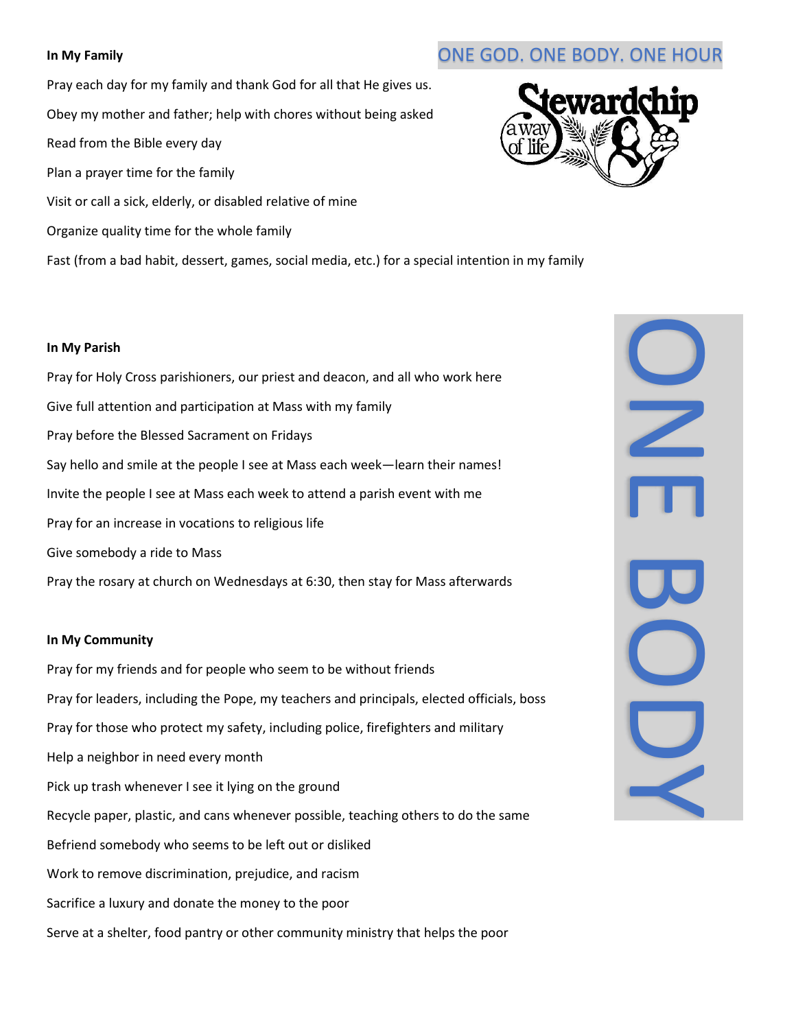ONE GOD. ONE BODY. ONE HOUR

**In My Family**

Pray each day for my family and thank God for all that He gives us.

Obey my mother and father; help with chores without being asked

Read from the Bible every day

Plan a prayer time for the family

Visit or call a sick, elderly, or disabled relative of mine

Organize quality time for the whole family

Fast (from a bad habit, dessert, games, social media, etc.) for a special intention in my family

**In My Parish**

Pray for Holy Cross parishioners, our priest and deacon, and all who work here

Give full attention and participation at Mass with my family

Pray before the Blessed Sacrament on Fridays

Say hello and smile at the people I see at Mass each week—learn their names!

Invite the people I see at Mass each week to attend a parish event with me

Pray for an increase in vocations to religious life

Give somebody a ride to Mass

Pray the rosary at church on Wednesdays at 6:30, then stay for Mass afterwards

**In My Community**

Pray for my friends and for people who seem to be without friends

Pray for leaders, including the Pope, my teachers and principals, elected officials, boss

Pray for those who protect my safety, including police, firefighters and military

Help a neighbor in need every month

Pick up trash whenever I see it lying on the ground

Recycle paper, plastic, and cans whenever possible, teaching others to do the same

Befriend somebody who seems to be left out or disliked

Work to remove discrimination, prejudice, and racism

Sacrifice a luxury and donate the money to the poor

Serve at a shelter, food pantry or other community ministry that helps the poor

ONE BODY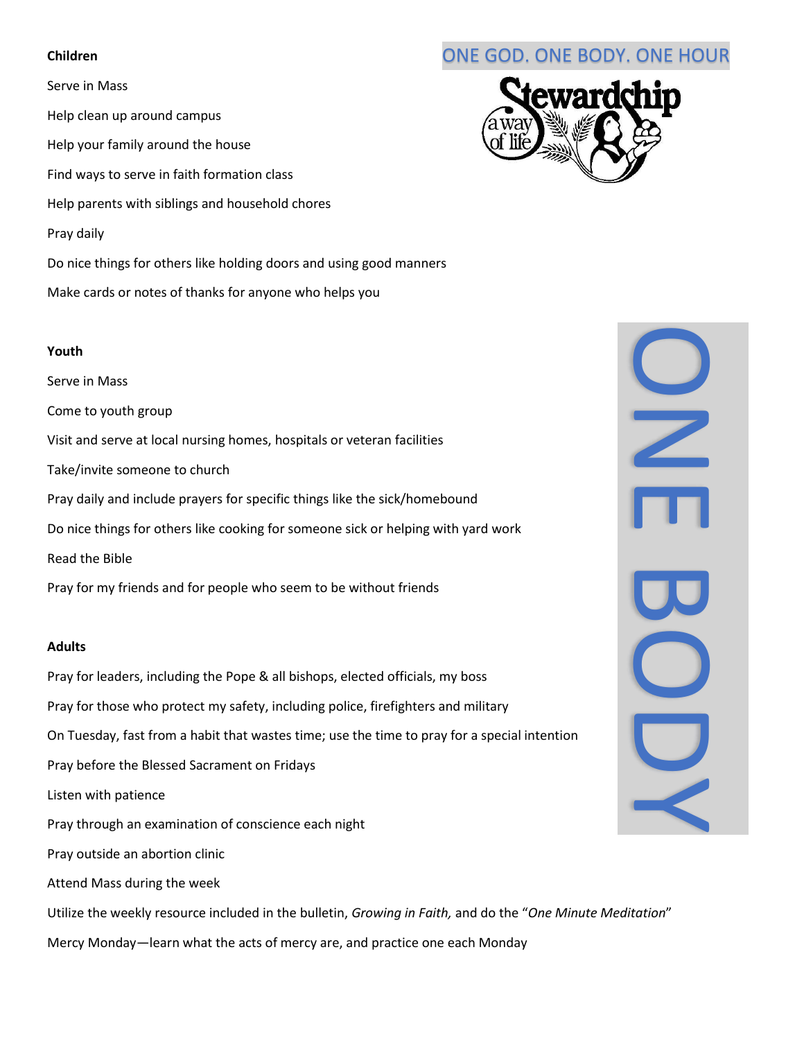ONE GOD. ONE BODY. ONE HOUR

**Children**

Serve in Mass

Help clean up around campus

Help your family around the house

Find ways to serve in faith formation class

Help parents with siblings and household chores

Pray daily

Do nice things for others like holding doors and using good manners

Make cards or notes of thanks for anyone who helps you

**Youth**

Serve in Mass

Come to youth group

Visit and serve at local nursing homes, hospitals or veteran facilities

Take/invite someone to church

Pray daily and include prayers for specific things like the sick/homebound

Do nice things for others like cooking for someone sick or helping with yard work

Read the Bible

Pray for my friends and for people who seem to be without friends

**Adults**

Pray for leaders, including the Pope & all bishops, elected officials, my boss

Pray for those who protect my safety, including police, firefighters and military

On Tuesday, fast from a habit that wastes time; use the time to pray for a special intention

Pray before the Blessed Sacrament on Fridays

Listen with patience

Pray through an examination of conscience each night

Pray outside an abortion clinic

Attend Mass during the week

Utilize the weekly resource included in the bulletin, *Growing in Faith,* and do the "*One Minute Meditation*"

Mercy Monday—learn what the acts of mercy are, and practice one each Monday

ONE BODY